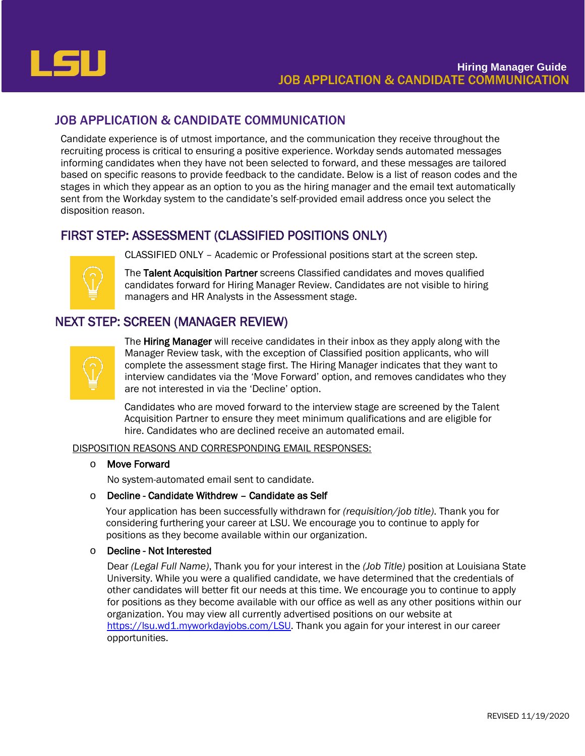# JOB APPLICATION & CANDIDATE COMMUNICATION

Candidate experience is of utmost importance, and the communication they receive throughout the recruiting process is critical to ensuring a positive experience. Workday sends automated messages informing candidates when they have not been selected to forward, and these messages are tailored based on specific reasons to provide feedback to the candidate. Below is a list of reason codes and the stages in which they appear as an option to you as the hiring manager and the email text automatically sent from the Workday system to the candidate's self-provided email address once you select the disposition reason.

## FIRST STEP: ASSESSMENT (CLASSIFIED POSITIONS ONLY)

CLASSIFIED ONLY – Academic or Professional positions start at the screen step.

The **Talent Acquisition Partner** screens Classified candidates and moves qualified candidates forward for Hiring Manager Review. Candidates are not visible to hiring managers and HR Analysts in the Assessment stage.

## NEXT STEP: SCREEN (MANAGER REVIEW)

The **Hiring Manager** will receive candidates in their inbox as they apply along with the Manager Review task, with the exception of Classified position applicants, who will complete the assessment stage first. The Hiring Manager indicates that they want to interview candidates via the 'Move Forward' option, and removes candidates who they are not interested in via the 'Decline' option.

Candidates who are moved forward to the interview stage are screened by the Talent Acquisition Partner to ensure they meet minimum qualifications and are eligible for hire. Candidates who are declined receive an automated email.

DISPOSITION REASONS AND CORRESPONDING EMAIL RESPONSES:

- **Move Forward**

  No system-automated email sent to candidate.

- **Decline - Candidate Withdrew – Candidate as Self**

  Your application has been successfully withdrawn for *(requisition/job title)*. Thank you for considering furthering your career at LSU. We encourage you to continue to apply for positions as they become available within our organization.

- **Decline - Not Interested**

  Dear *(Legal Full Name)*, Thank you for your interest in the *(Job Title)* position at Louisiana State University. While you were a qualified candidate, we have determined that the credentials of other candidates will better fit our needs at this time. We encourage you to continue to apply for positions as they become available with our office as well as any other positions within our organization. You may view all currently advertised positions on our website at https://lsu.wd1.myworkdayjobs.com/LSU. Thank you again for your interest in our career opportunities.

REVISED 11/19/2020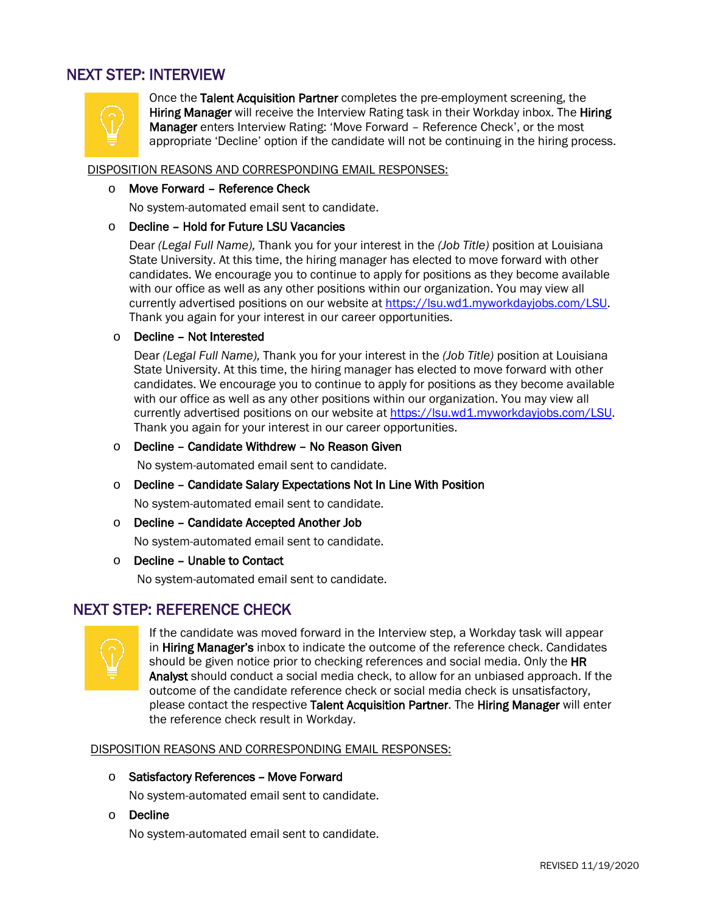## NEXT STEP: INTERVIEW

Once the **Talent Acquisition Partner** completes the pre-employment screening, the **Hiring Manager** will receive the Interview Rating task in their Workday inbox. The **Hiring Manager** enters Interview Rating: 'Move Forward – Reference Check', or the most appropriate 'Decline' option if the candidate will not be continuing in the hiring process.

DISPOSITION REASONS AND CORRESPONDING EMAIL RESPONSES:

- **Move Forward – Reference Check**

  No system-automated email sent to candidate.

- **Decline – Hold for Future LSU Vacancies**

  Dear *(Legal Full Name),* Thank you for your interest in the *(Job Title)* position at Louisiana State University. At this time, the hiring manager has elected to move forward with other candidates. We encourage you to continue to apply for positions as they become available with our office as well as any other positions within our organization. You may view all currently advertised positions on our website at [https://lsu.wd1.myworkdayjobs.com/LSU](https://lsu.wd1.myworkdayjobs.com/LSU). Thank you again for your interest in our career opportunities.

- **Decline – Not Interested**

  Dear *(Legal Full Name),* Thank you for your interest in the *(Job Title)* position at Louisiana State University. At this time, the hiring manager has elected to move forward with other candidates. We encourage you to continue to apply for positions as they become available with our office as well as any other positions within our organization. You may view all currently advertised positions on our website at [https://lsu.wd1.myworkdayjobs.com/LSU](https://lsu.wd1.myworkdayjobs.com/LSU). Thank you again for your interest in our career opportunities.

- **Decline – Candidate Withdrew – No Reason Given**

  No system-automated email sent to candidate.

- **Decline – Candidate Salary Expectations Not In Line With Position**

  No system-automated email sent to candidate.

- **Decline – Candidate Accepted Another Job**

  No system-automated email sent to candidate.

- **Decline – Unable to Contact**

  No system-automated email sent to candidate.

## NEXT STEP: REFERENCE CHECK

If the candidate was moved forward in the Interview step, a Workday task will appear in **Hiring Manager's** inbox to indicate the outcome of the reference check. Candidates should be given notice prior to checking references and social media. Only the **HR Analyst** should conduct a social media check, to allow for an unbiased approach. If the outcome of the candidate reference check or social media check is unsatisfactory, please contact the respective **Talent Acquisition Partner**. The **Hiring Manager** will enter the reference check result in Workday.

DISPOSITION REASONS AND CORRESPONDING EMAIL RESPONSES:

- **Satisfactory References – Move Forward**

  No system-automated email sent to candidate.

- **Decline**

  No system-automated email sent to candidate.

REVISED 11/19/2020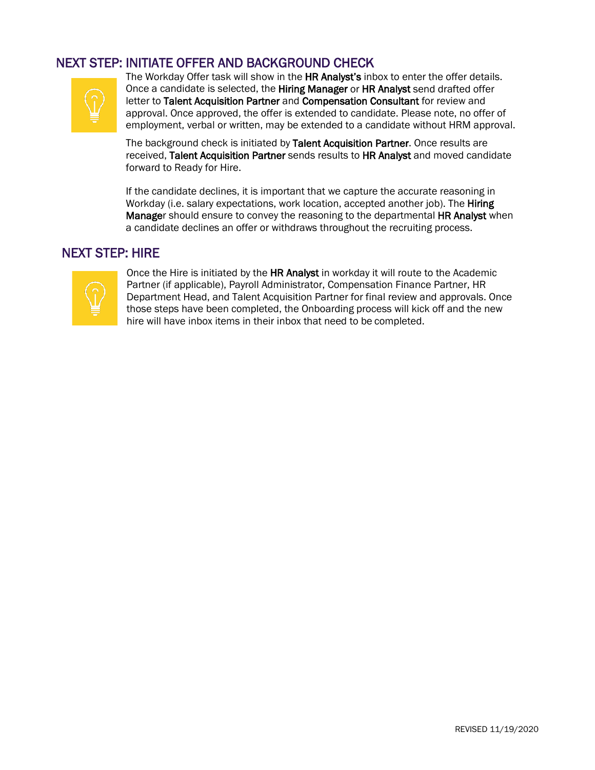## NEXT STEP: INITIATE OFFER AND BACKGROUND CHECK

The Workday Offer task will show in the **HR Analyst's** inbox to enter the offer details. Once a candidate is selected, the **Hiring Manager** or **HR Analyst** send drafted offer letter to **Talent Acquisition Partner** and **Compensation Consultant** for review and approval. Once approved, the offer is extended to candidate. Please note, no offer of employment, verbal or written, may be extended to a candidate without HRM approval.

The background check is initiated by **Talent Acquisition Partner**. Once results are received, **Talent Acquisition Partner** sends results to **HR Analyst** and moved candidate forward to Ready for Hire.

If the candidate declines, it is important that we capture the accurate reasoning in Workday (i.e. salary expectations, work location, accepted another job). The **Hiring Manager** should ensure to convey the reasoning to the departmental **HR Analyst** when a candidate declines an offer or withdraws throughout the recruiting process.

## NEXT STEP: HIRE

Once the Hire is initiated by the **HR Analyst** in workday it will route to the Academic Partner (if applicable), Payroll Administrator, Compensation Finance Partner, HR Department Head, and Talent Acquisition Partner for final review and approvals. Once those steps have been completed, the Onboarding process will kick off and the new hire will have inbox items in their inbox that need to be completed.

REVISED 11/19/2020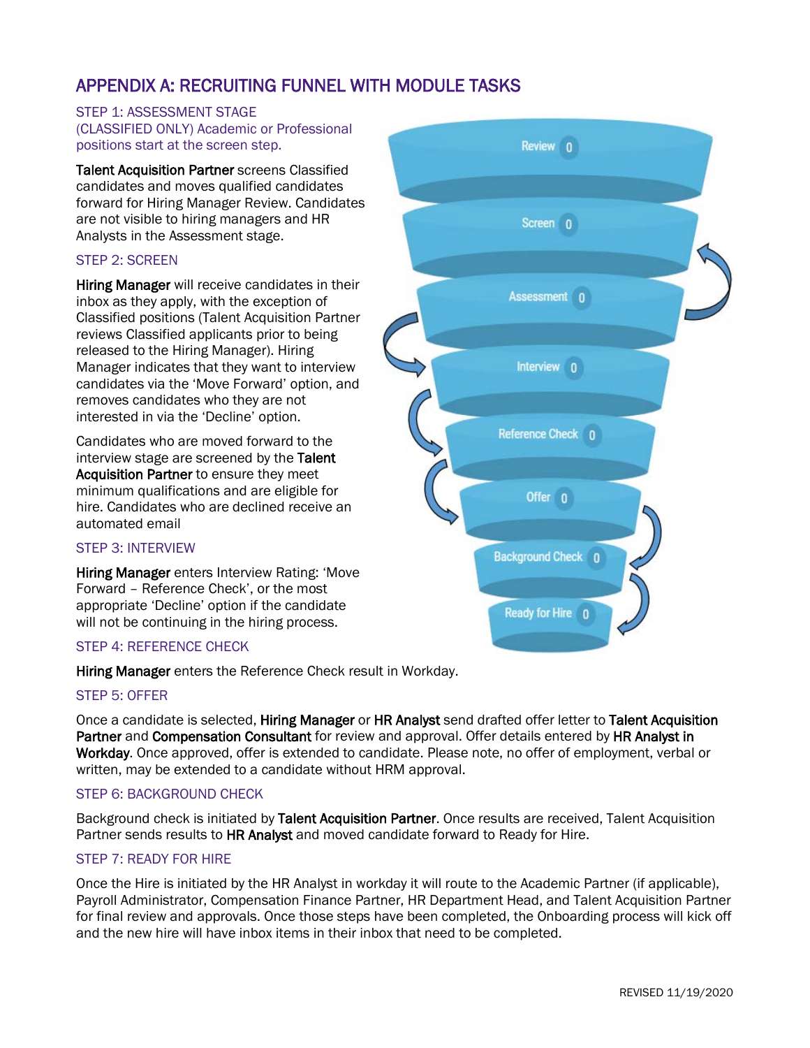## APPENDIX A: RECRUITING FUNNEL WITH MODULE TASKS

### STEP 1: ASSESSMENT STAGE

(CLASSIFIED ONLY) Academic or Professional positions start at the screen step.

**Talent Acquisition Partner** screens Classified candidates and moves qualified candidates forward for Hiring Manager Review. Candidates are not visible to hiring managers and HR Analysts in the Assessment stage.

### STEP 2: SCREEN

**Hiring Manager** will receive candidates in their inbox as they apply, with the exception of Classified positions (Talent Acquisition Partner reviews Classified applicants prior to being released to the Hiring Manager). Hiring Manager indicates that they want to interview candidates via the 'Move Forward' option, and removes candidates who they are not interested in via the 'Decline' option.

Candidates who are moved forward to the interview stage are screened by the **Talent Acquisition Partner** to ensure they meet minimum qualifications and are eligible for hire. Candidates who are declined receive an automated email

### STEP 3: INTERVIEW

**Hiring Manager** enters Interview Rating: 'Move Forward – Reference Check', or the most appropriate 'Decline' option if the candidate will not be continuing in the hiring process.

Review 0
Screen 0
Assessment 0
Interview 0
Reference Check 0
Offer 0
Background Check 0
Ready for Hire 0

### STEP 4: REFERENCE CHECK

**Hiring Manager** enters the Reference Check result in Workday.

### STEP 5: OFFER

Once a candidate is selected, **Hiring Manager** or **HR Analyst** send drafted offer letter to **Talent Acquisition Partner** and **Compensation Consultant** for review and approval. Offer details entered by **HR Analyst in Workday**. Once approved, offer is extended to candidate. Please note, no offer of employment, verbal or written, may be extended to a candidate without HRM approval.

### STEP 6: BACKGROUND CHECK

Background check is initiated by **Talent Acquisition Partner**. Once results are received, Talent Acquisition Partner sends results to **HR Analyst** and moved candidate forward to Ready for Hire.

### STEP 7: READY FOR HIRE

Once the Hire is initiated by the HR Analyst in workday it will route to the Academic Partner (if applicable), Payroll Administrator, Compensation Finance Partner, HR Department Head, and Talent Acquisition Partner for final review and approvals. Once those steps have been completed, the Onboarding process will kick off and the new hire will have inbox items in their inbox that need to be completed.

REVISED 11/19/2020